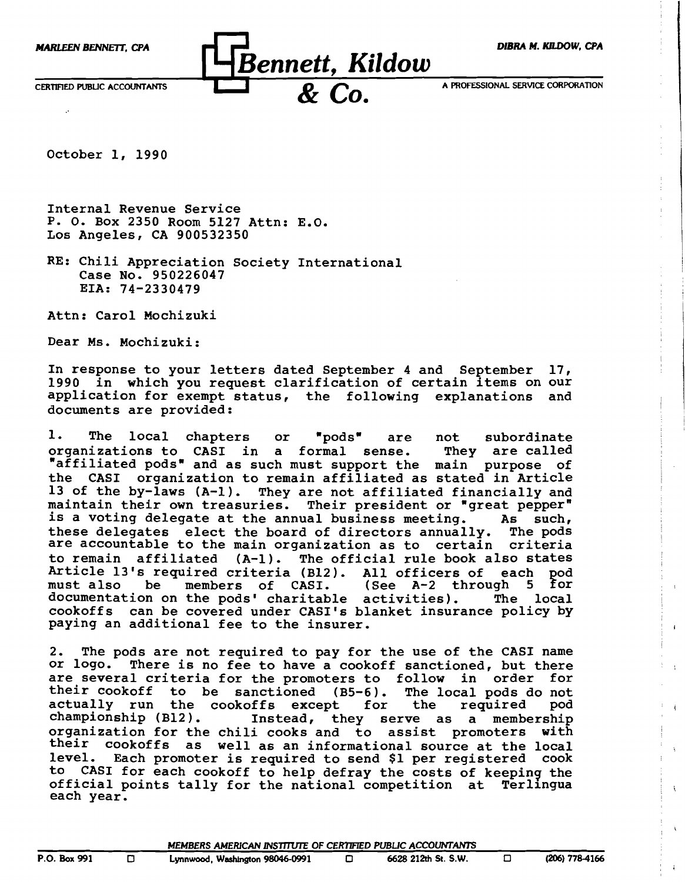MARLEEN BENNETT, CPA

**Bennett, Kildow & Co.**

DIBRA M. KILDOW, CPA

CERTIFIED PUBLIC ACCOUNTANTS

A PROFESSIONAL SERVICE CORPORATION

October 1, 1990

Internal Revenue Service
P. O. Box 2350 Room 5127 Attn: E.O.
Los Angeles, CA 900532350

RE: Chili Appreciation Society International
Case No. 950226047
EIA: 74-2330479

Attn: Carol Mochizuki

Dear Ms. Mochizuki:

In response to your letters dated September 4 and September 17, 1990 in which you request clarification of certain items on our application for exempt status, the following explanations and documents are provided:

1. The local chapters or "pods" are not subordinate organizations to CASI in a formal sense. They are called "affiliated pods" and as such must support the main purpose of the CASI organization to remain affiliated as stated in Article 13 of the by-laws (A-1). They are not affiliated financially and maintain their own treasuries. Their president or "great pepper" is a voting delegate at the annual business meeting. As such, these delegates elect the board of directors annually. The pods are accountable to the main organization as to certain criteria to remain affiliated (A-1). The official rule book also states Article 13's required criteria (B12). All officers of each pod must also be members of CASI. (See A-2 through 5 for documentation on the pods' charitable activities). The local cookoffs can be covered under CASI's blanket insurance policy by paying an additional fee to the insurer.

2. The pods are not required to pay for the use of the CASI name or logo. There is no fee to have a cookoff sanctioned, but there are several criteria for the promoters to follow in order for their cookoff to be sanctioned (B5-6). The local pods do not actually run the cookoffs except for the required pod championship (B12). Instead, they serve as a membership organization for the chili cooks and to assist promoters with their cookoffs as well as an informational source at the local level. Each promoter is required to send $1 per registered cook to CASI for each cookoff to help defray the costs of keeping the official points tally for the national competition at Terlingua each year.

MEMBERS AMERICAN INSTITUTE OF CERTIFIED PUBLIC ACCOUNTANTS

P.O. Box 991 · Lynnwood, Washington 98046-0991 · 6628 212th St. S.W. · (206) 778-4166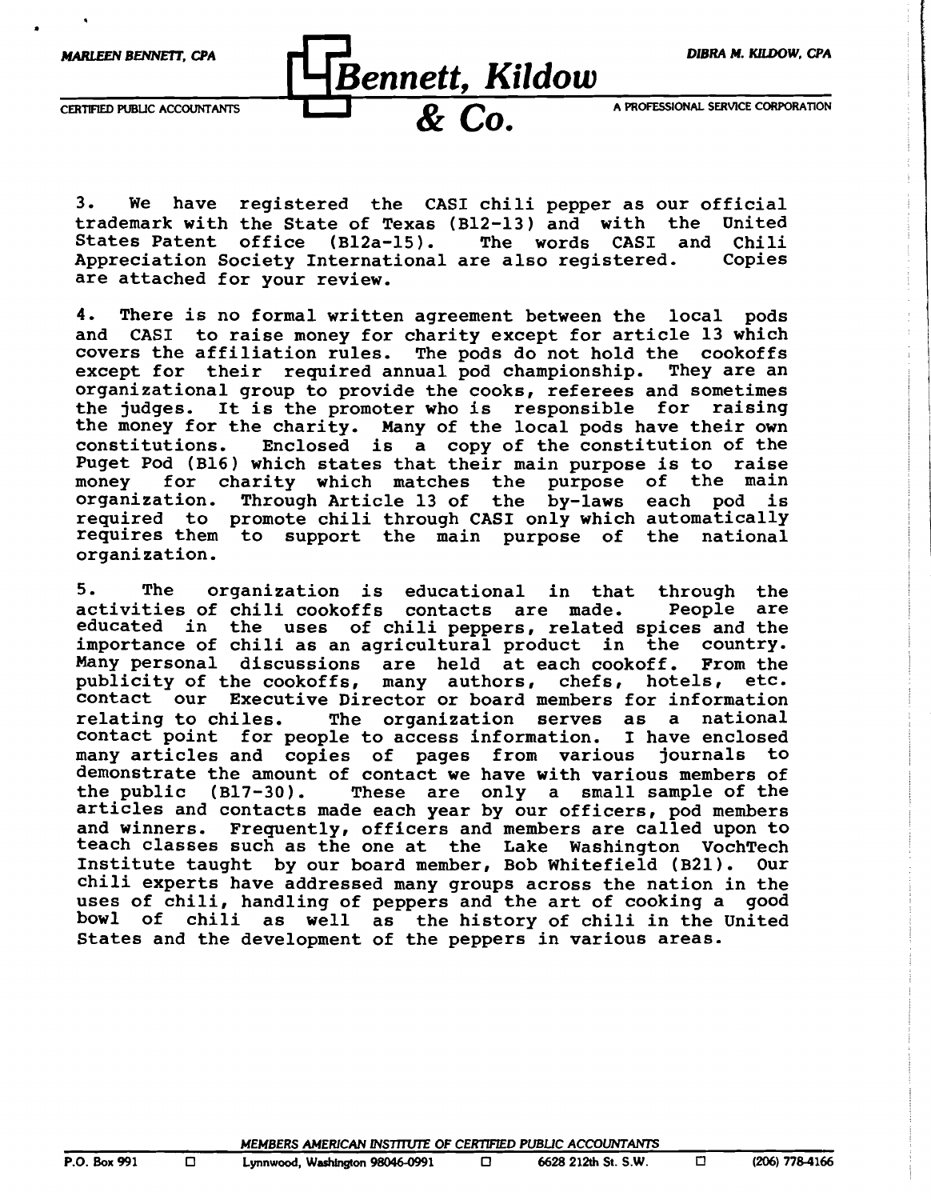3. We have registered the CASI chili pepper as our official trademark with the State of Texas (B12-13) and with the United States Patent office (B12a-15). The words CASI and Chili Appreciation Society International are also registered. Copies are attached for your review.

4. There is no formal written agreement between the local pods and CASI to raise money for charity except for article 13 which covers the affiliation rules. The pods do not hold the cookoffs except for their required annual pod championship. They are an organizational group to provide the cooks, referees and sometimes the judges. It is the promoter who is responsible for raising the money for the charity. Many of the local pods have their own constitutions. Enclosed is a copy of the constitution of the Puget Pod (B16) which states that their main purpose is to raise money for charity which matches the purpose of the main organization. Through Article 13 of the by-laws each pod is required to promote chili through CASI only which automatically requires them to support the main purpose of the national organization.

5. The organization is educational in that through the activities of chili cookoffs contacts are made. People are educated in the uses of chili peppers, related spices and the importance of chili as an agricultural product in the country. Many personal discussions are held at each cookoff. From the publicity of the cookoffs, many authors, chefs, hotels, etc. contact our Executive Director or board members for information relating to chiles. The organization serves as a national contact point for people to access information. I have enclosed many articles and copies of pages from various journals to demonstrate the amount of contact we have with various members of the public (B17-30). These are only a small sample of the articles and contacts made each year by our officers, pod members and winners. Frequently, officers and members are called upon to teach classes such as the one at the Lake Washington VochTech Institute taught by our board member, Bob Whitefield (B21). Our chili experts have addressed many groups across the nation in the uses of chili, handling of peppers and the art of cooking a good bowl of chili as well as the history of chili in the United States and the development of the peppers in various areas.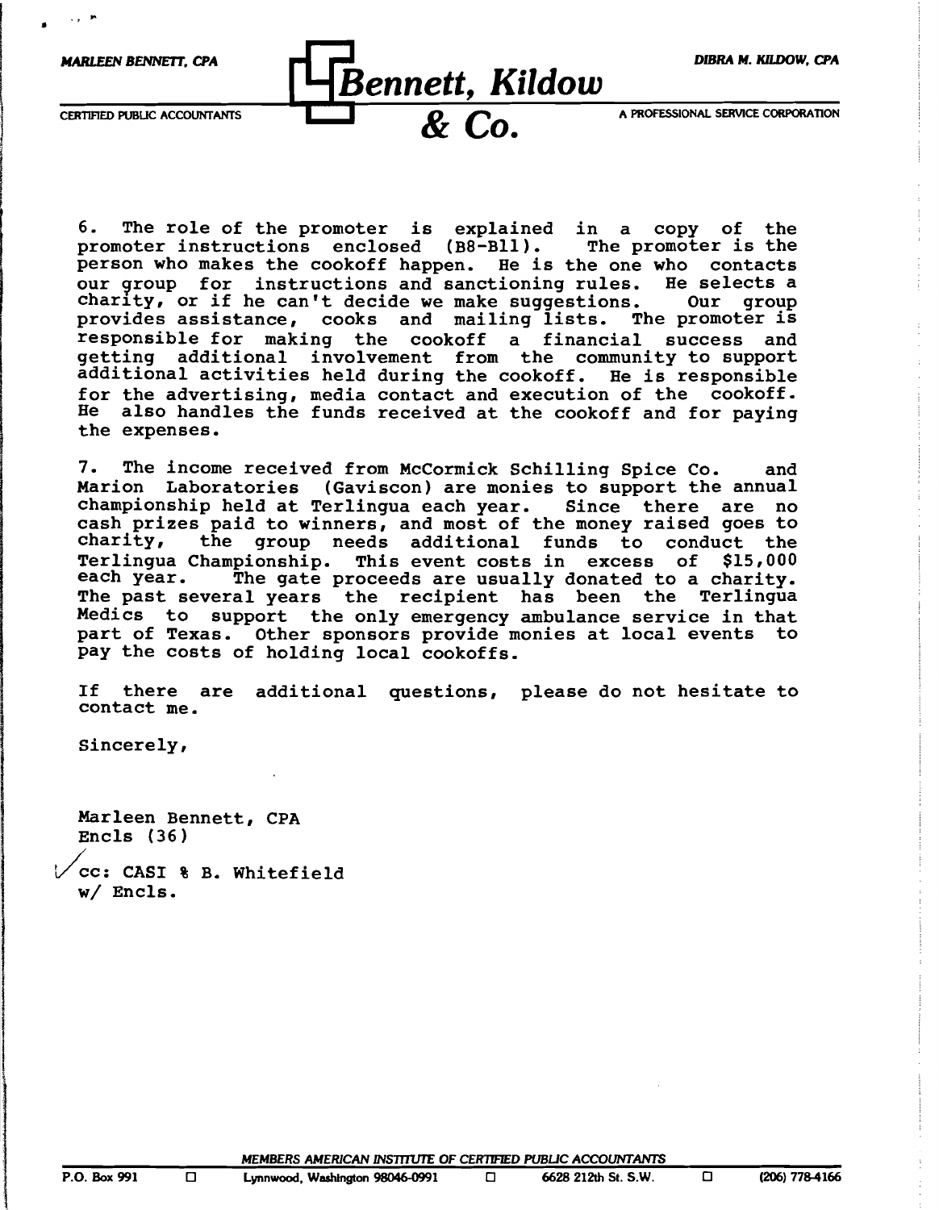MARLEEN BENNETT, CPA

DIBRA M. KILDOW, CPA

# Bennett, Kildow & Co.

CERTIFIED PUBLIC ACCOUNTANTS

A PROFESSIONAL SERVICE CORPORATION

6. The role of the promoter is explained in a copy of the promoter instructions enclosed (B8-B11). The promoter is the person who makes the cookoff happen. He is the one who contacts our group for instructions and sanctioning rules. He selects a charity, or if he can't decide we make suggestions. Our group provides assistance, cooks and mailing lists. The promoter is responsible for making the cookoff a financial success and getting additional involvement from the community to support additional activities held during the cookoff. He is responsible for the advertising, media contact and execution of the cookoff. He also handles the funds received at the cookoff and for paying the expenses.

7. The income received from McCormick Schilling Spice Co. and Marion Laboratories (Gaviscon) are monies to support the annual championship held at Terlingua each year. Since there are no cash prizes paid to winners, and most of the money raised goes to charity, the group needs additional funds to conduct the Terlingua Championship. This event costs in excess of $15,000 each year. The gate proceeds are usually donated to a charity. The past several years the recipient has been the Terlingua Medics to support the only emergency ambulance service in that part of Texas. Other sponsors provide monies at local events to pay the costs of holding local cookoffs.

If there are additional questions, please do not hesitate to contact me.

Sincerely,

Marleen Bennett, CPA
Encls (36)

cc: CASI % B. Whitefield
w/ Encls.

MEMBERS AMERICAN INSTITUTE OF CERTIFIED PUBLIC ACCOUNTANTS

P.O. Box 991 □ Lynnwood, Washington 98046-0991 □ 6628 212th St. S.W. □ (206) 778-4166